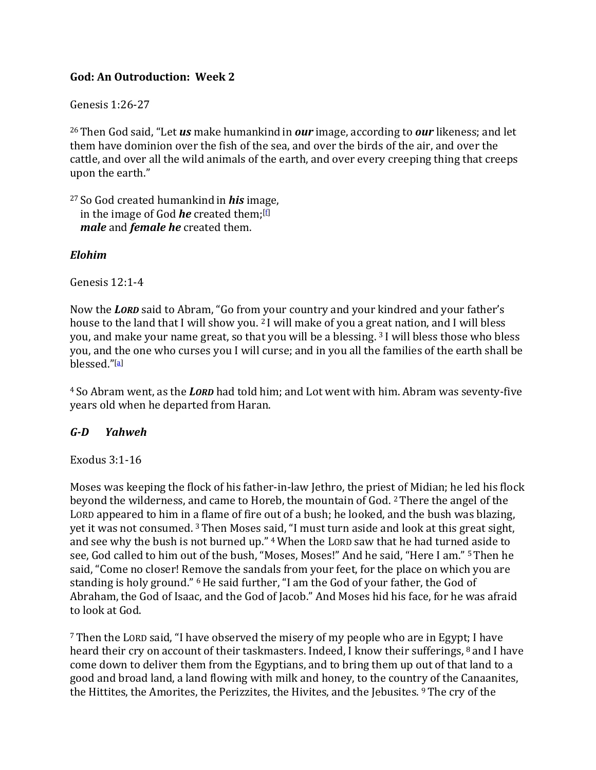**God: An Outroduction: Week 2**

Genesis 1:26-27

[26] Then God said, "Let ***us*** make humankind in ***our*** image, according to ***our*** likeness; and let them have dominion over the fish of the sea, and over the birds of the air, and over the cattle, and over all the wild animals of the earth, and over every creeping thing that creeps upon the earth."

[27] So God created humankind in ***his*** image,
in the image of God ***he*** created them;[f]
***male*** and ***female he*** created them.

***Elohim***

Genesis 12:1-4

Now the ***LORD*** said to Abram, "Go from your country and your kindred and your father's house to the land that I will show you. [2] I will make of you a great nation, and I will bless you, and make your name great, so that you will be a blessing. [3] I will bless those who bless you, and the one who curses you I will curse; and in you all the families of the earth shall be blessed."[a]

[4] So Abram went, as the ***LORD*** had told him; and Lot went with him. Abram was seventy-five years old when he departed from Haran.

***G-D Yahweh***

Exodus 3:1-16

Moses was keeping the flock of his father-in-law Jethro, the priest of Midian; he led his flock beyond the wilderness, and came to Horeb, the mountain of God. [2] There the angel of the LORD appeared to him in a flame of fire out of a bush; he looked, and the bush was blazing, yet it was not consumed. [3] Then Moses said, "I must turn aside and look at this great sight, and see why the bush is not burned up." [4] When the LORD saw that he had turned aside to see, God called to him out of the bush, "Moses, Moses!" And he said, "Here I am." [5] Then he said, "Come no closer! Remove the sandals from your feet, for the place on which you are standing is holy ground." [6] He said further, "I am the God of your father, the God of Abraham, the God of Isaac, and the God of Jacob." And Moses hid his face, for he was afraid to look at God.

[7] Then the LORD said, "I have observed the misery of my people who are in Egypt; I have heard their cry on account of their taskmasters. Indeed, I know their sufferings, [8] and I have come down to deliver them from the Egyptians, and to bring them up out of that land to a good and broad land, a land flowing with milk and honey, to the country of the Canaanites, the Hittites, the Amorites, the Perizzites, the Hivites, and the Jebusites. [9] The cry of the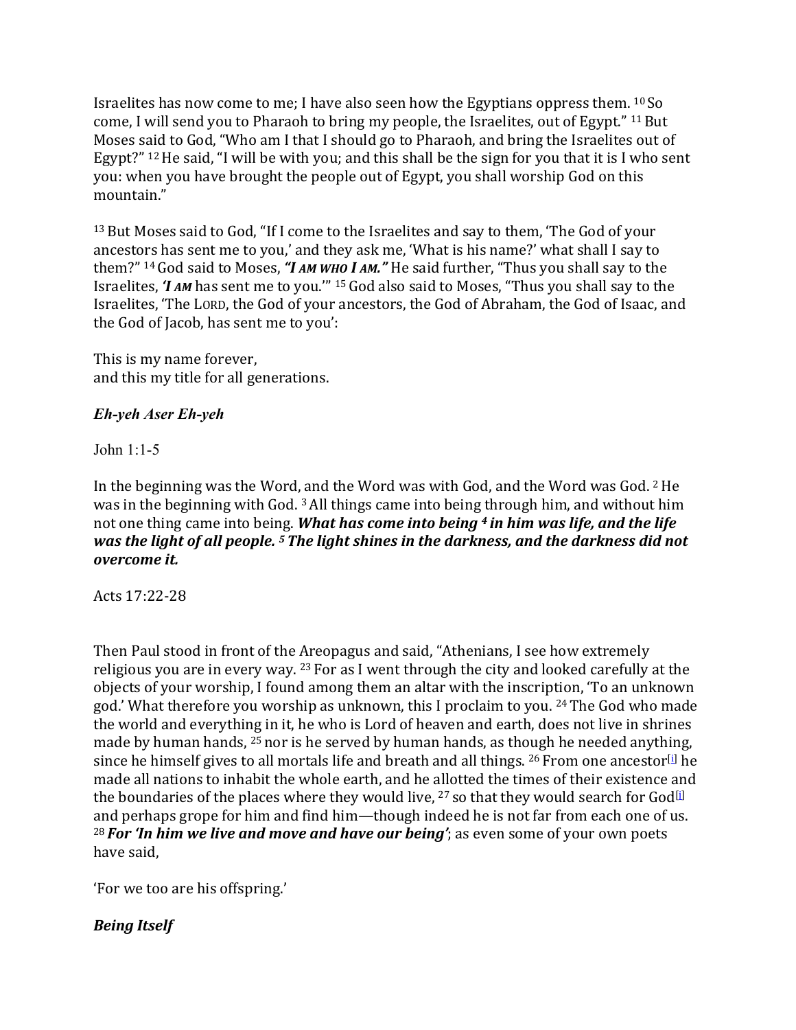Israelites has now come to me; I have also seen how the Egyptians oppress them. [10] So come, I will send you to Pharaoh to bring my people, the Israelites, out of Egypt." [11] But Moses said to God, "Who am I that I should go to Pharaoh, and bring the Israelites out of Egypt?" [12] He said, "I will be with you; and this shall be the sign for you that it is I who sent you: when you have brought the people out of Egypt, you shall worship God on this mountain."

[13] But Moses said to God, "If I come to the Israelites and say to them, 'The God of your ancestors has sent me to you,' and they ask me, 'What is his name?' what shall I say to them?" [14] God said to Moses, ***"I AM WHO I AM."*** He said further, "Thus you shall say to the Israelites, ***'I AM*** has sent me to you.'" [15] God also said to Moses, "Thus you shall say to the Israelites, 'The LORD, the God of your ancestors, the God of Abraham, the God of Isaac, and the God of Jacob, has sent me to you':

This is my name forever,
and this my title for all generations.

***Eh-yeh Aser Eh-yeh***

John 1:1-5

In the beginning was the Word, and the Word was with God, and the Word was God. [2] He was in the beginning with God. [3] All things came into being through him, and without him not one thing came into being. ***What has come into being [4] in him was life, and the life was the light of all people. [5] The light shines in the darkness, and the darkness did not overcome it.***

Acts 17:22-28

Then Paul stood in front of the Areopagus and said, "Athenians, I see how extremely religious you are in every way. [23] For as I went through the city and looked carefully at the objects of your worship, I found among them an altar with the inscription, 'To an unknown god.' What therefore you worship as unknown, this I proclaim to you. [24] The God who made the world and everything in it, he who is Lord of heaven and earth, does not live in shrines made by human hands, [25] nor is he served by human hands, as though he needed anything, since he himself gives to all mortals life and breath and all things. [26] From one ancestor[i] he made all nations to inhabit the whole earth, and he allotted the times of their existence and the boundaries of the places where they would live, [27] so that they would search for God[j] and perhaps grope for him and find him—though indeed he is not far from each one of us. [28] ***For 'In him we live and move and have our being'***; as even some of your own poets have said,

'For we too are his offspring.'

***Being Itself***